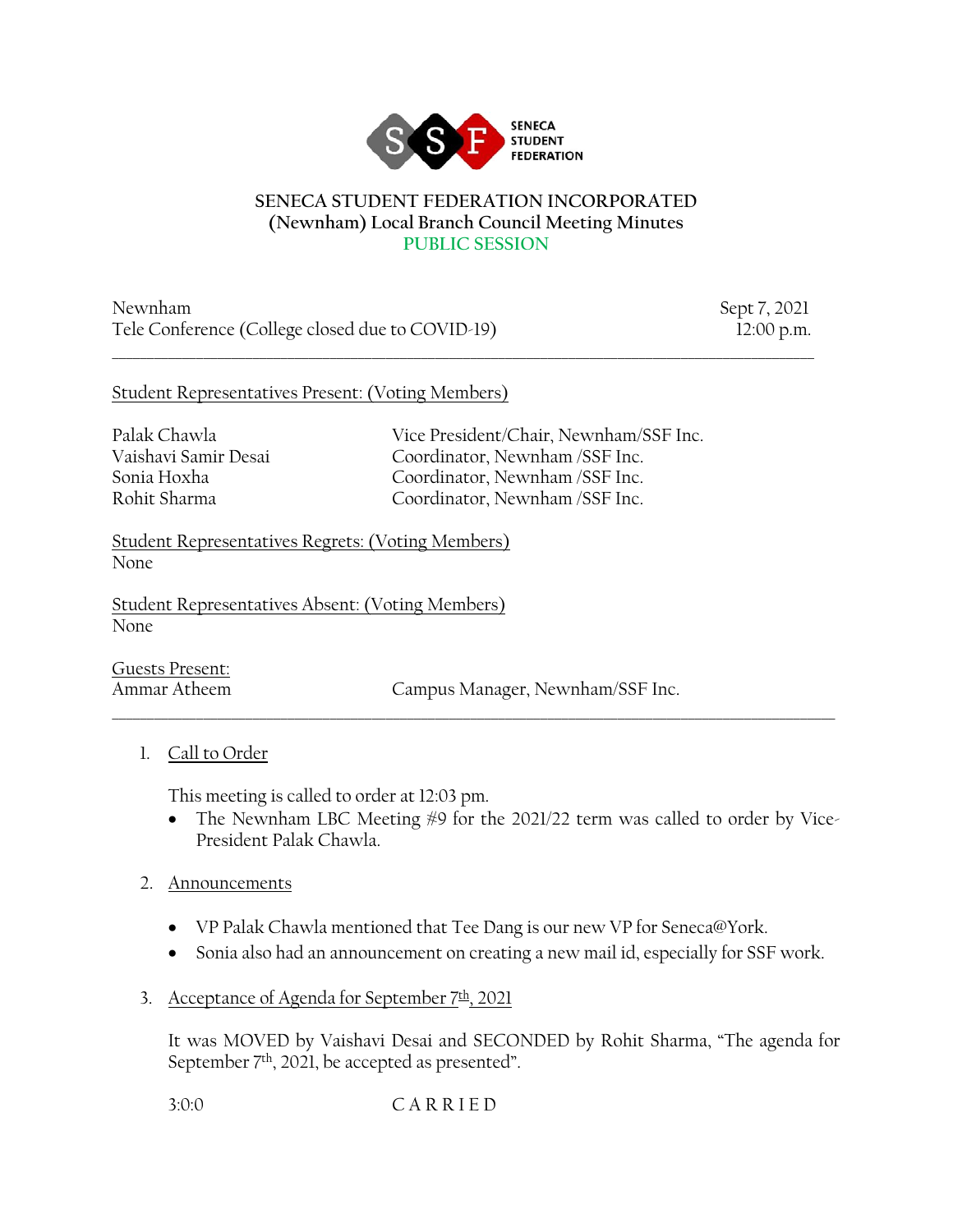SENECA STUDENT FEDERATION

# SENECA STUDENT FEDERATION INCORPORATED
## (Newnham) Local Branch Council Meeting Minutes
### PUBLIC SESSION

Newnham — Sept 7, 2021
Tele Conference (College closed due to COVID-19) — 12:00 p.m.

---

Student Representatives Present: (Voting Members)

| | |
|---|---|
| Palak Chawla | Vice President/Chair, Newnham/SSF Inc. |
| Vaishavi Samir Desai | Coordinator, Newnham /SSF Inc. |
| Sonia Hoxha | Coordinator, Newnham /SSF Inc. |
| Rohit Sharma | Coordinator, Newnham /SSF Inc. |

Student Representatives Regrets: (Voting Members)
None

Student Representatives Absent: (Voting Members)
None

Guests Present:

| | |
|---|---|
| Ammar Atheem | Campus Manager, Newnham/SSF Inc. |

---

1. Call to Order

   This meeting is called to order at 12:03 pm.
   - The Newnham LBC Meeting #9 for the 2021/22 term was called to order by Vice-President Palak Chawla.

2. Announcements

   - VP Palak Chawla mentioned that Tee Dang is our new VP for Seneca@York.
   - Sonia also had an announcement on creating a new mail id, especially for SSF work.

3. Acceptance of Agenda for September 7th, 2021

   It was MOVED by Vaishavi Desai and SECONDED by Rohit Sharma, "The agenda for September 7th, 2021, be accepted as presented".

   3:0:0 C A R R I E D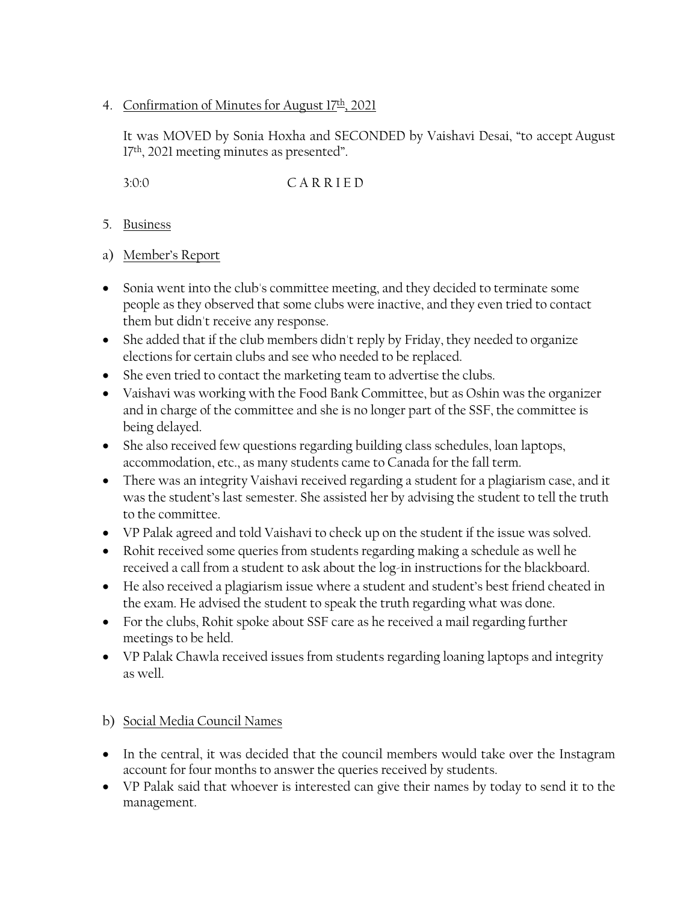4. Confirmation of Minutes for August 17th, 2021

   It was MOVED by Sonia Hoxha and SECONDED by Vaishavi Desai, "to accept August 17th, 2021 meeting minutes as presented".

   3:0:0 C A R R I E D

5. Business

a) Member's Report

- Sonia went into the club's committee meeting, and they decided to terminate some people as they observed that some clubs were inactive, and they even tried to contact them but didn't receive any response.
- She added that if the club members didn't reply by Friday, they needed to organize elections for certain clubs and see who needed to be replaced.
- She even tried to contact the marketing team to advertise the clubs.
- Vaishavi was working with the Food Bank Committee, but as Oshin was the organizer and in charge of the committee and she is no longer part of the SSF, the committee is being delayed.
- She also received few questions regarding building class schedules, loan laptops, accommodation, etc., as many students came to Canada for the fall term.
- There was an integrity Vaishavi received regarding a student for a plagiarism case, and it was the student's last semester. She assisted her by advising the student to tell the truth to the committee.
- VP Palak agreed and told Vaishavi to check up on the student if the issue was solved.
- Rohit received some queries from students regarding making a schedule as well he received a call from a student to ask about the log-in instructions for the blackboard.
- He also received a plagiarism issue where a student and student's best friend cheated in the exam. He advised the student to speak the truth regarding what was done.
- For the clubs, Rohit spoke about SSF care as he received a mail regarding further meetings to be held.
- VP Palak Chawla received issues from students regarding loaning laptops and integrity as well.

b) Social Media Council Names

- In the central, it was decided that the council members would take over the Instagram account for four months to answer the queries received by students.
- VP Palak said that whoever is interested can give their names by today to send it to the management.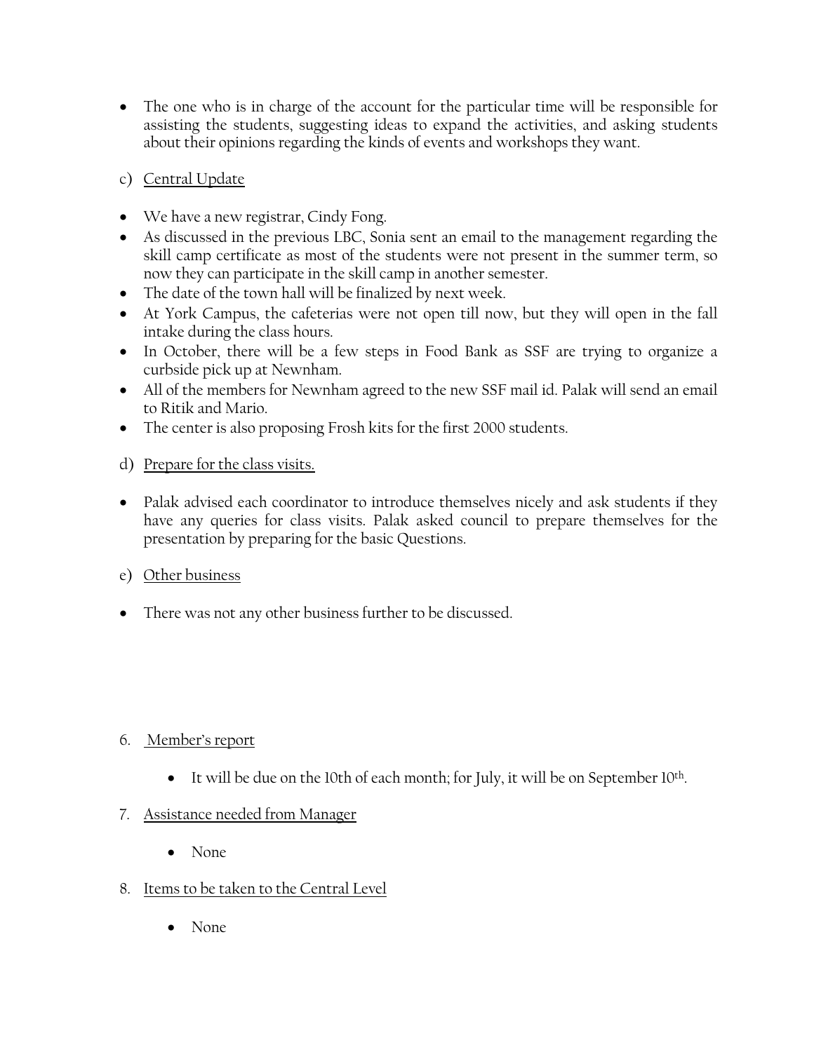- The one who is in charge of the account for the particular time will be responsible for assisting the students, suggesting ideas to expand the activities, and asking students about their opinions regarding the kinds of events and workshops they want.

c) Central Update

- We have a new registrar, Cindy Fong.
- As discussed in the previous LBC, Sonia sent an email to the management regarding the skill camp certificate as most of the students were not present in the summer term, so now they can participate in the skill camp in another semester.
- The date of the town hall will be finalized by next week.
- At York Campus, the cafeterias were not open till now, but they will open in the fall intake during the class hours.
- In October, there will be a few steps in Food Bank as SSF are trying to organize a curbside pick up at Newnham.
- All of the members for Newnham agreed to the new SSF mail id. Palak will send an email to Ritik and Mario.
- The center is also proposing Frosh kits for the first 2000 students.

d) Prepare for the class visits.

- Palak advised each coordinator to introduce themselves nicely and ask students if they have any queries for class visits. Palak asked council to prepare themselves for the presentation by preparing for the basic Questions.

e) Other business

- There was not any other business further to be discussed.

6. Member's report

    - It will be due on the 10th of each month; for July, it will be on September 10th.

7. Assistance needed from Manager

    - None

8. Items to be taken to the Central Level

    - None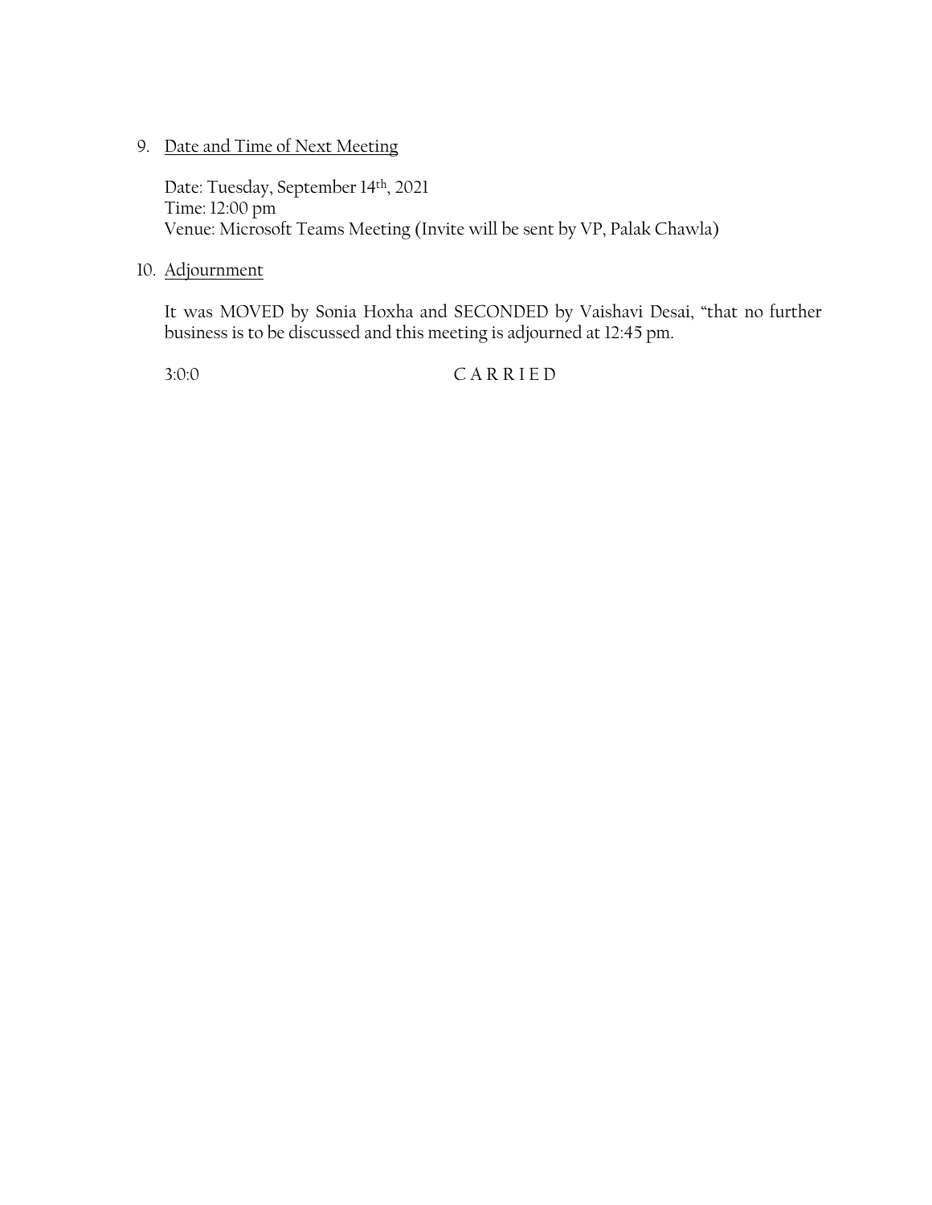9. <u>Date and Time of Next Meeting</u>

   Date: Tuesday, September 14th, 2021
   Time: 12:00 pm
   Venue: Microsoft Teams Meeting (Invite will be sent by VP, Palak Chawla)

10. <u>Adjournment</u>

    It was MOVED by Sonia Hoxha and SECONDED by Vaishavi Desai, "that no further business is to be discussed and this meeting is adjourned at 12:45 pm.

    3:0:0 C A R R I E D